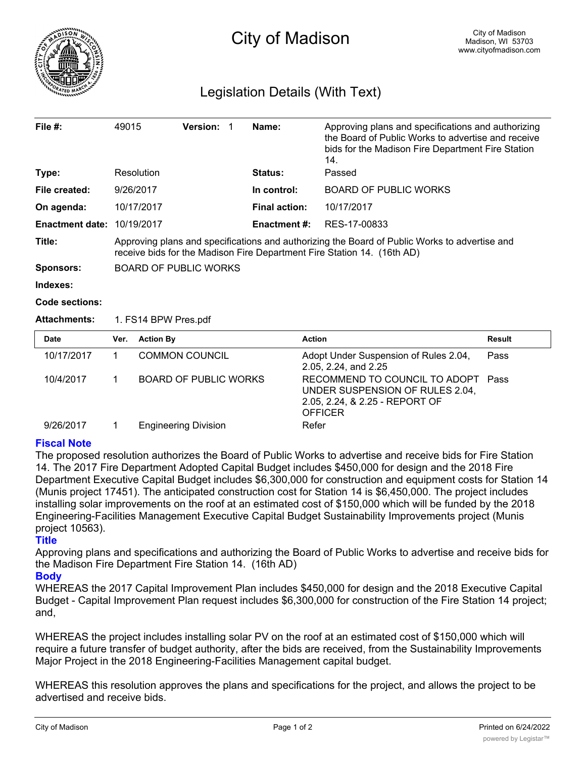# City of Madison

City of Madison
Madison, WI 53703
www.cityofmadison.com

## Legislation Details (With Text)

| | | | |
|---|---|---|---|
| **File #:** | 49015 **Version:** 1 | **Name:** | Approving plans and specifications and authorizing the Board of Public Works to advertise and receive bids for the Madison Fire Department Fire Station 14. |
| **Type:** | Resolution | **Status:** | Passed |
| **File created:** | 9/26/2017 | **In control:** | BOARD OF PUBLIC WORKS |
| **On agenda:** | 10/17/2017 | **Final action:** | 10/17/2017 |
| **Enactment date:** | 10/19/2017 | **Enactment #:** | RES-17-00833 |

**Title:** Approving plans and specifications and authorizing the Board of Public Works to advertise and receive bids for the Madison Fire Department Fire Station 14. (16th AD)

**Sponsors:** BOARD OF PUBLIC WORKS

**Indexes:**

**Code sections:**

**Attachments:** 1. FS14 BPW Pres.pdf

| Date | Ver. | Action By | Action | Result |
|---|---|---|---|---|
| 10/17/2017 | 1 | COMMON COUNCIL | Adopt Under Suspension of Rules 2.04, 2.05, 2.24, and 2.25 | Pass |
| 10/4/2017 | 1 | BOARD OF PUBLIC WORKS | RECOMMEND TO COUNCIL TO ADOPT UNDER SUSPENSION OF RULES 2.04, 2.05, 2.24, & 2.25 - REPORT OF OFFICER | Pass |
| 9/26/2017 | 1 | Engineering Division | Refer | |

### Fiscal Note

The proposed resolution authorizes the Board of Public Works to advertise and receive bids for Fire Station 14. The 2017 Fire Department Adopted Capital Budget includes $450,000 for design and the 2018 Fire Department Executive Capital Budget includes $6,300,000 for construction and equipment costs for Station 14 (Munis project 17451). The anticipated construction cost for Station 14 is $6,450,000. The project includes installing solar improvements on the roof at an estimated cost of $150,000 which will be funded by the 2018 Engineering-Facilities Management Executive Capital Budget Sustainability Improvements project (Munis project 10563).

### Title

Approving plans and specifications and authorizing the Board of Public Works to advertise and receive bids for the Madison Fire Department Fire Station 14. (16th AD)

### Body

WHEREAS the 2017 Capital Improvement Plan includes $450,000 for design and the 2018 Executive Capital Budget - Capital Improvement Plan request includes $6,300,000 for construction of the Fire Station 14 project; and,

WHEREAS the project includes installing solar PV on the roof at an estimated cost of $150,000 which will require a future transfer of budget authority, after the bids are received, from the Sustainability Improvements Major Project in the 2018 Engineering-Facilities Management capital budget.

WHEREAS this resolution approves the plans and specifications for the project, and allows the project to be advertised and receive bids.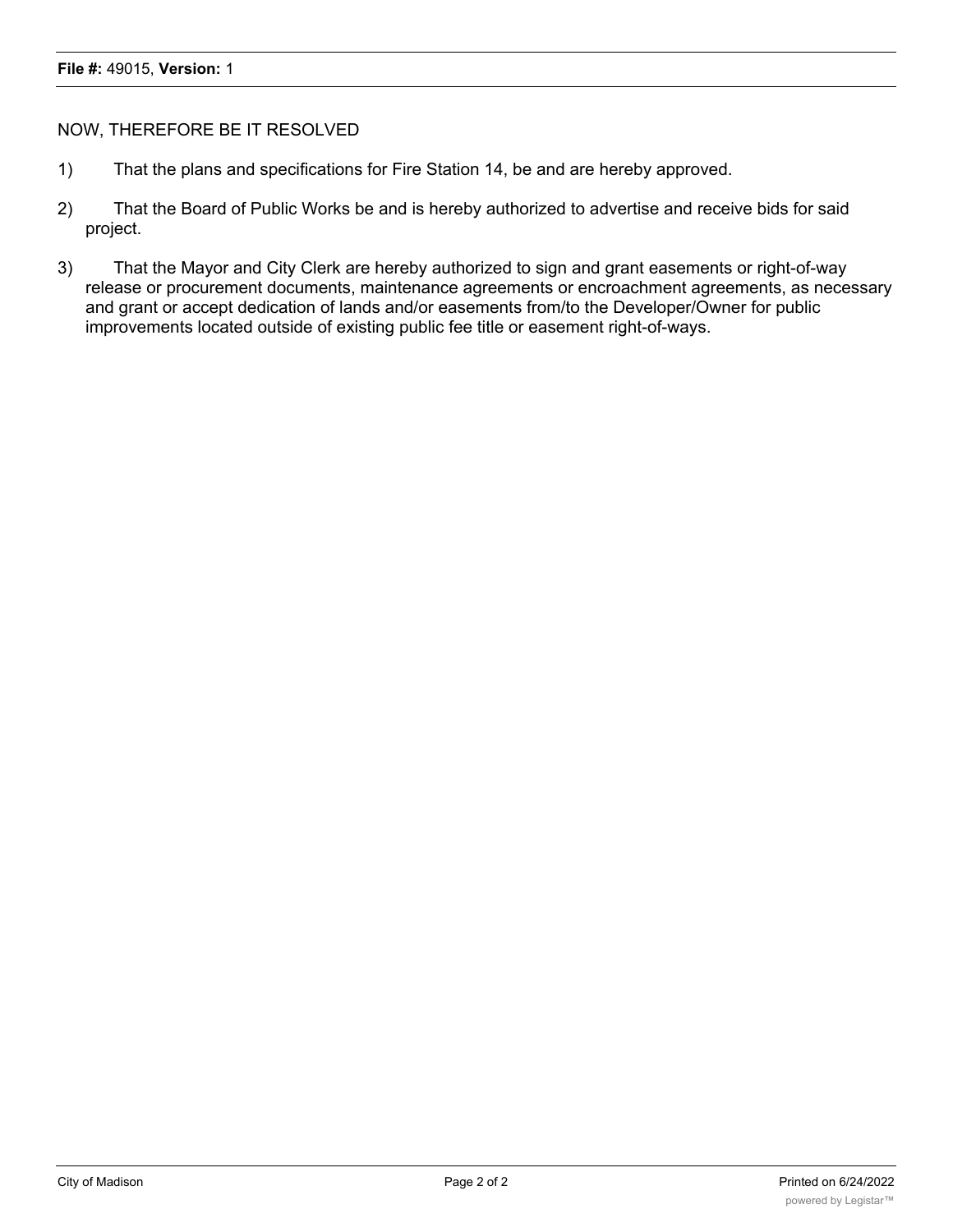NOW, THEREFORE BE IT RESOLVED

1) That the plans and specifications for Fire Station 14, be and are hereby approved.

2) That the Board of Public Works be and is hereby authorized to advertise and receive bids for said project.

3) That the Mayor and City Clerk are hereby authorized to sign and grant easements or right-of-way release or procurement documents, maintenance agreements or encroachment agreements, as necessary and grant or accept dedication of lands and/or easements from/to the Developer/Owner for public improvements located outside of existing public fee title or easement right-of-ways.